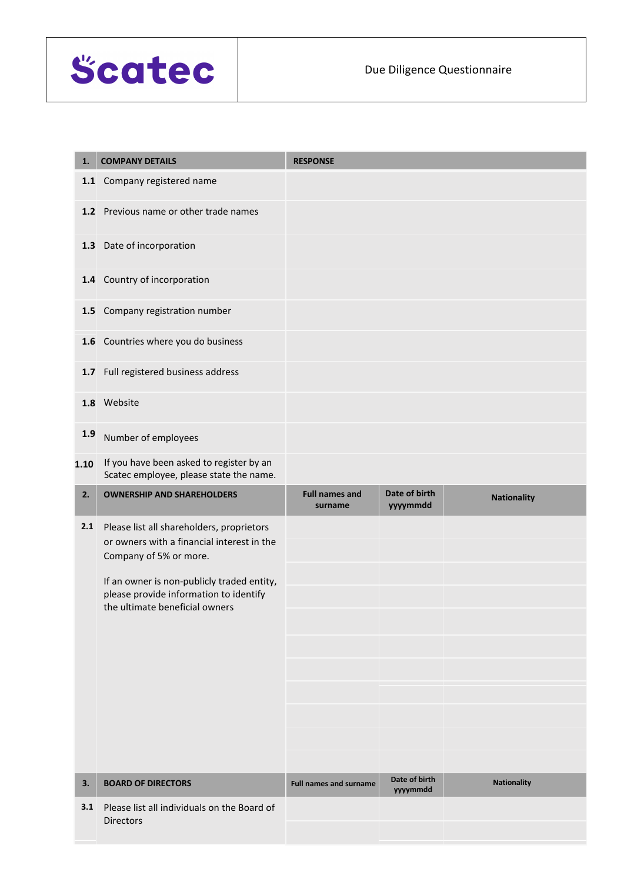**Scatec** | Due Diligence Questionnaire

| 1. | COMPANY DETAILS | RESPONSE |
|---|---|---|
| 1.1 | Company registered name | |
| 1.2 | Previous name or other trade names | |
| 1.3 | Date of incorporation | |
| 1.4 | Country of incorporation | |
| 1.5 | Company registration number | |
| 1.6 | Countries where you do business | |
| 1.7 | Full registered business address | |
| 1.8 | Website | |
| 1.9 | Number of employees | |
| 1.10 | If you have been asked to register by an Scatec employee, please state the name. | |

| 2. | OWNERSHIP AND SHAREHOLDERS | Full names and surname | Date of birth yyyymmdd | Nationality |
|---|---|---|---|---|
| 2.1 | Please list all shareholders, proprietors or owners with a financial interest in the Company of 5% or more.<br><br>If an owner is non-publicly traded entity, please provide information to identify the ultimate beneficial owners | | | |
| | | | | |
| | | | | |
| | | | | |
| | | | | |
| | | | | |
| | | | | |
| | | | | |
| | | | | |
| | | | | |
| | | | | |

| 3. | BOARD OF DIRECTORS | Full names and surname | Date of birth yyyymmdd | Nationality |
|---|---|---|---|---|
| 3.1 | Please list all individuals on the Board of Directors | | | |
| | | | | |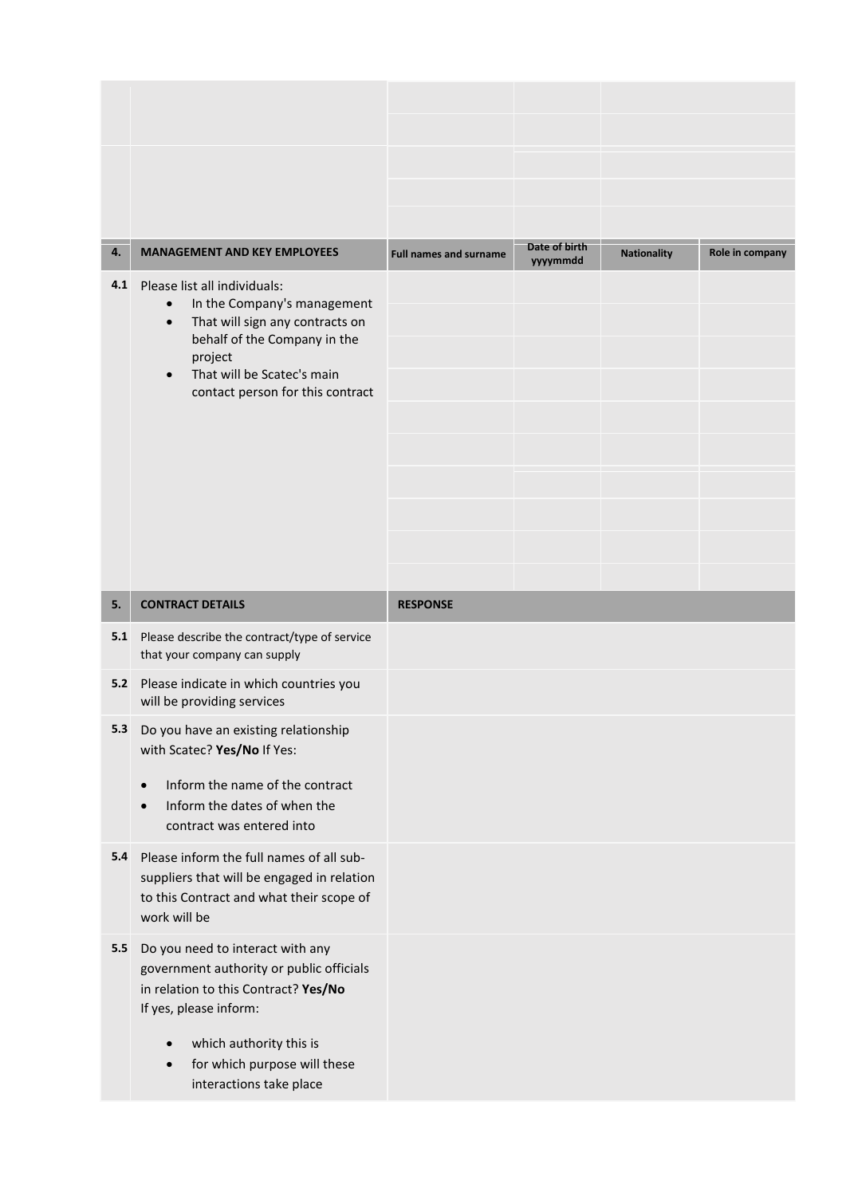| | | | | | |
|---|---|---|---|---|---|
| | | | | | |
| | | | | | |
| | | | | | |
| | | | | | |
| | | | | | |

| 4. | MANAGEMENT AND KEY EMPLOYEES | Full names and surname | Date of birth yyyymmdd | Nationality | Role in company |
|---|---|---|---|---|---|
| 4.1 | Please list all individuals:<br>• In the Company's management<br>• That will sign any contracts on behalf of the Company in the project<br>• That will be Scatec's main contact person for this contract | | | | |
| | | | | | |
| | | | | | |
| | | | | | |
| | | | | | |
| | | | | | |
| | | | | | |
| | | | | | |
| | | | | | |
| | | | | | |

| 5. | CONTRACT DETAILS | RESPONSE |
|---|---|---|
| 5.1 | Please describe the contract/type of service that your company can supply | |
| 5.2 | Please indicate in which countries you will be providing services | |
| 5.3 | Do you have an existing relationship with Scatec? **Yes/No** If Yes:<br>• Inform the name of the contract<br>• Inform the dates of when the contract was entered into | |
| 5.4 | Please inform the full names of all sub-suppliers that will be engaged in relation to this Contract and what their scope of work will be | |
| 5.5 | Do you need to interact with any government authority or public officials in relation to this Contract? **Yes/No**<br>If yes, please inform:<br>• which authority this is<br>• for which purpose will these interactions take place | |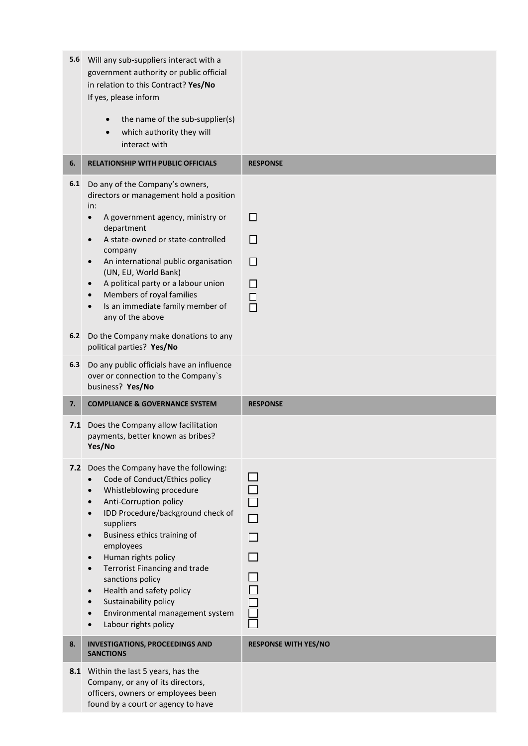| | | |
|---|---|---|
| **5.6** | Will any sub-suppliers interact with a government authority or public official in relation to this Contract? **Yes/No**<br>If yes, please inform<br>• the name of the sub-supplier(s)<br>• which authority they will interact with | |
| **6.** | **RELATIONSHIP WITH PUBLIC OFFICIALS** | **RESPONSE** |
| **6.1** | Do any of the Company's owners, directors or management hold a position in:<br>• A government agency, ministry or department<br>• A state-owned or state-controlled company<br>• An international public organisation (UN, EU, World Bank)<br>• A political party or a labour union<br>• Members of royal families<br>• Is an immediate family member of any of the above | ☐<br>☐<br>☐<br>☐<br>☐<br>☐ |
| **6.2** | Do the Company make donations to any political parties? **Yes/No** | |
| **6.3** | Do any public officials have an influence over or connection to the Company`s business? **Yes/No** | |
| **7.** | **COMPLIANCE & GOVERNANCE SYSTEM** | **RESPONSE** |
| **7.1** | Does the Company allow facilitation payments, better known as bribes? **Yes/No** | |
| **7.2** | Does the Company have the following:<br>• Code of Conduct/Ethics policy<br>• Whistleblowing procedure<br>• Anti-Corruption policy<br>• IDD Procedure/background check of suppliers<br>• Business ethics training of employees<br>• Human rights policy<br>• Terrorist Financing and trade sanctions policy<br>• Health and safety policy<br>• Sustainability policy<br>• Environmental management system<br>• Labour rights policy | ☐<br>☐<br>☐<br>☐<br>☐<br>☐<br>☐<br>☐<br>☐<br>☐<br>☐ |
| **8.** | **INVESTIGATIONS, PROCEEDINGS AND SANCTIONS** | **RESPONSE WITH YES/NO** |
| **8.1** | Within the last 5 years, has the Company, or any of its directors, officers, owners or employees been found by a court or agency to have | |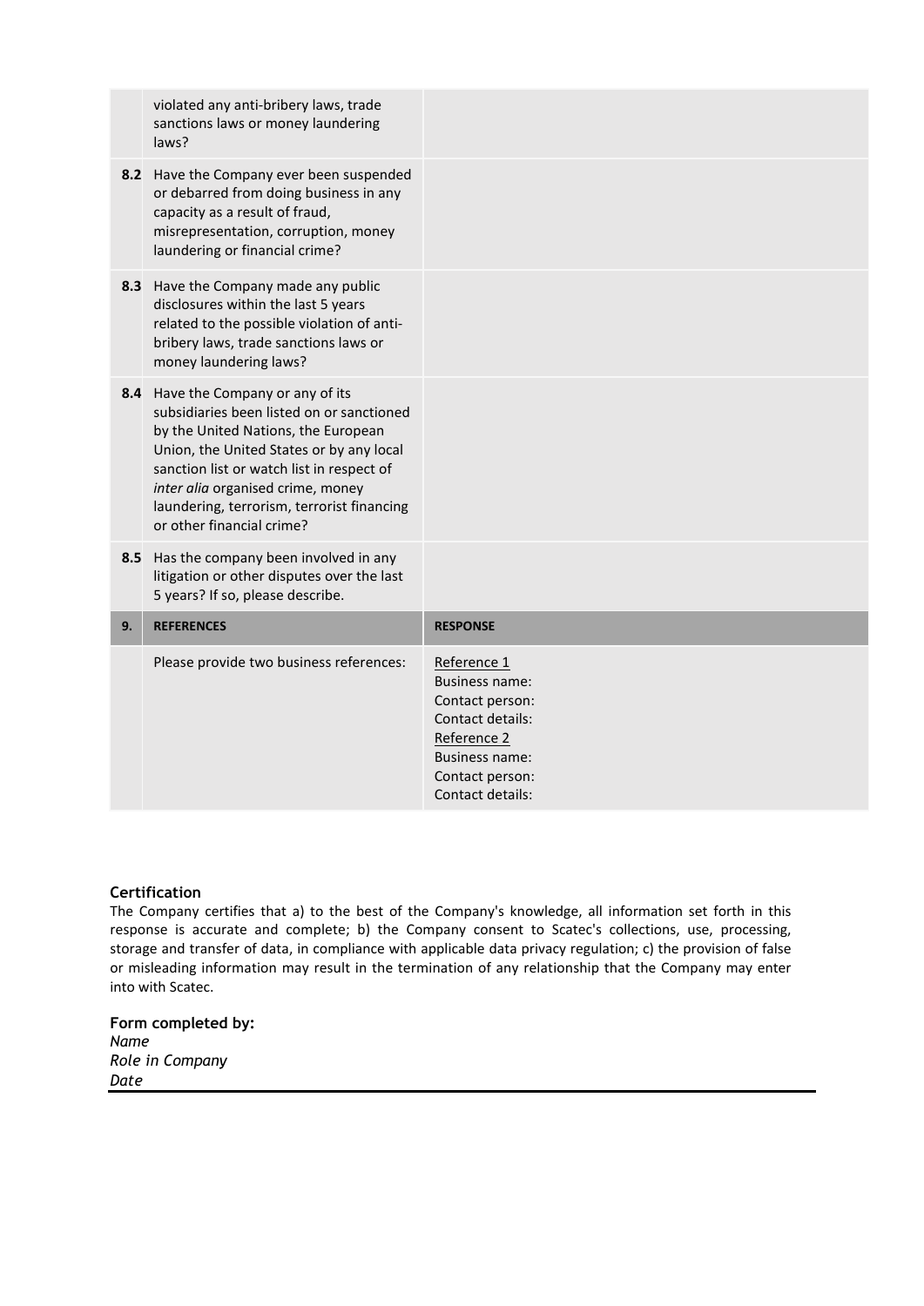| | | |
|---|---|---|
| | violated any anti-bribery laws, trade sanctions laws or money laundering laws? | |
| **8.2** | Have the Company ever been suspended or debarred from doing business in any capacity as a result of fraud, misrepresentation, corruption, money laundering or financial crime? | |
| **8.3** | Have the Company made any public disclosures within the last 5 years related to the possible violation of anti-bribery laws, trade sanctions laws or money laundering laws? | |
| **8.4** | Have the Company or any of its subsidiaries been listed on or sanctioned by the United Nations, the European Union, the United States or by any local sanction list or watch list in respect of *inter alia* organised crime, money laundering, terrorism, terrorist financing or other financial crime? | |
| **8.5** | Has the company been involved in any litigation or other disputes over the last 5 years? If so, please describe. | |
| **9.** | **REFERENCES** | **RESPONSE** |
| | Please provide two business references: | Reference 1<br>Business name:<br>Contact person:<br>Contact details:<br>Reference 2<br>Business name:<br>Contact person:<br>Contact details: |

**Certification**

The Company certifies that a) to the best of the Company's knowledge, all information set forth in this response is accurate and complete; b) the Company consent to Scatec's collections, use, processing, storage and transfer of data, in compliance with applicable data privacy regulation; c) the provision of false or misleading information may result in the termination of any relationship that the Company may enter into with Scatec.

**Form completed by:**

*Name*

*Role in Company*

*Date*